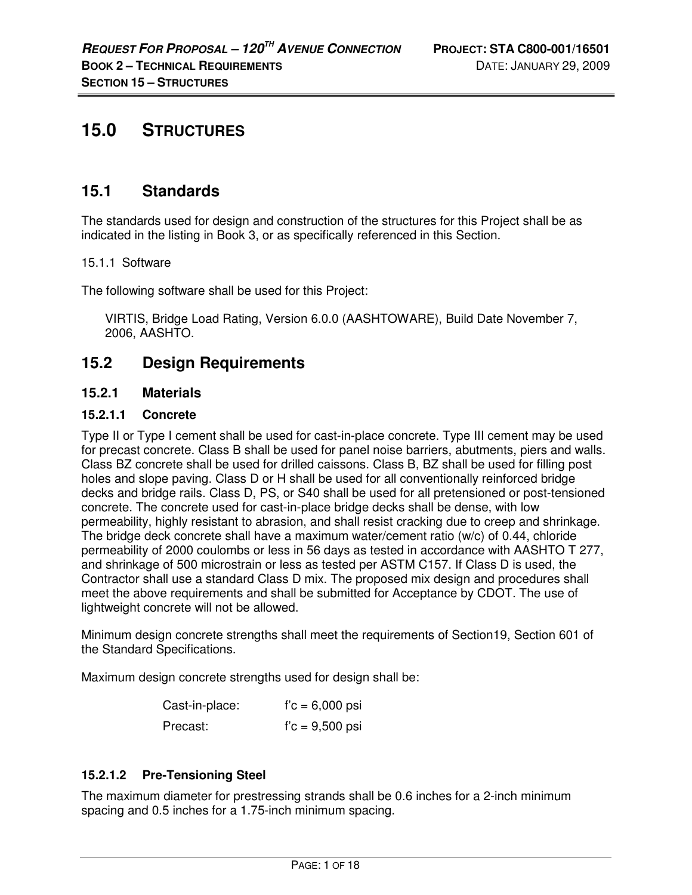# 15.0 STRUCTURES

## 15.1 Standards

The standards used for design and construction of the structures for this Project shall be as indicated in the listing in Book 3, or as specifically referenced in this Section.

15.1.1 Software

The following software shall be used for this Project:

> VIRTIS, Bridge Load Rating, Version 6.0.0 (AASHTOWARE), Build Date November 7, 2006, AASHTO.

## 15.2 Design Requirements

### 15.2.1 Materials

#### 15.2.1.1 Concrete

Type II or Type I cement shall be used for cast-in-place concrete. Type III cement may be used for precast concrete. Class B shall be used for panel noise barriers, abutments, piers and walls. Class BZ concrete shall be used for drilled caissons. Class B, BZ shall be used for filling post holes and slope paving. Class D or H shall be used for all conventionally reinforced bridge decks and bridge rails. Class D, PS, or S40 shall be used for all pretensioned or post-tensioned concrete. The concrete used for cast-in-place bridge decks shall be dense, with low permeability, highly resistant to abrasion, and shall resist cracking due to creep and shrinkage. The bridge deck concrete shall have a maximum water/cement ratio (w/c) of 0.44, chloride permeability of 2000 coulombs or less in 56 days as tested in accordance with AASHTO T 277, and shrinkage of 500 microstrain or less as tested per ASTM C157. If Class D is used, the Contractor shall use a standard Class D mix. The proposed mix design and procedures shall meet the above requirements and shall be submitted for Acceptance by CDOT. The use of lightweight concrete will not be allowed.

Minimum design concrete strengths shall meet the requirements of Section19, Section 601 of the Standard Specifications.

Maximum design concrete strengths used for design shall be:

| | |
|---|---|
| Cast-in-place: | f'c = 6,000 psi |
| Precast: | f'c = 9,500 psi |

#### 15.2.1.2 Pre-Tensioning Steel

The maximum diameter for prestressing strands shall be 0.6 inches for a 2-inch minimum spacing and 0.5 inches for a 1.75-inch minimum spacing.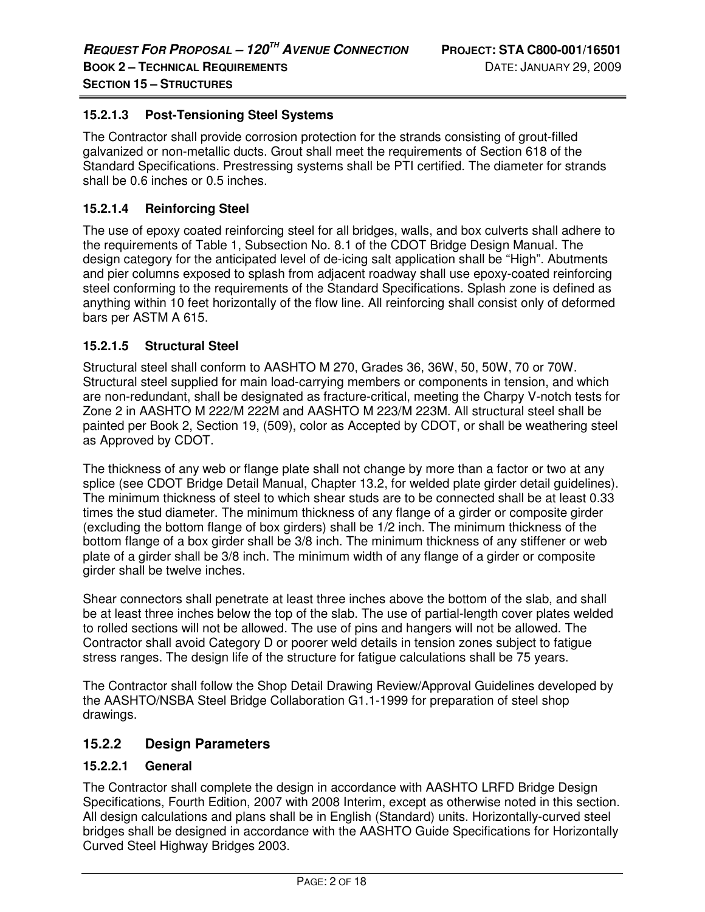### 15.2.1.3 Post-Tensioning Steel Systems

The Contractor shall provide corrosion protection for the strands consisting of grout-filled galvanized or non-metallic ducts. Grout shall meet the requirements of Section 618 of the Standard Specifications. Prestressing systems shall be PTI certified. The diameter for strands shall be 0.6 inches or 0.5 inches.

### 15.2.1.4 Reinforcing Steel

The use of epoxy coated reinforcing steel for all bridges, walls, and box culverts shall adhere to the requirements of Table 1, Subsection No. 8.1 of the CDOT Bridge Design Manual. The design category for the anticipated level of de-icing salt application shall be "High". Abutments and pier columns exposed to splash from adjacent roadway shall use epoxy-coated reinforcing steel conforming to the requirements of the Standard Specifications. Splash zone is defined as anything within 10 feet horizontally of the flow line. All reinforcing shall consist only of deformed bars per ASTM A 615.

### 15.2.1.5 Structural Steel

Structural steel shall conform to AASHTO M 270, Grades 36, 36W, 50, 50W, 70 or 70W. Structural steel supplied for main load-carrying members or components in tension, and which are non-redundant, shall be designated as fracture-critical, meeting the Charpy V-notch tests for Zone 2 in AASHTO M 222/M 222M and AASHTO M 223/M 223M. All structural steel shall be painted per Book 2, Section 19, (509), color as Accepted by CDOT, or shall be weathering steel as Approved by CDOT.

The thickness of any web or flange plate shall not change by more than a factor or two at any splice (see CDOT Bridge Detail Manual, Chapter 13.2, for welded plate girder detail guidelines). The minimum thickness of steel to which shear studs are to be connected shall be at least 0.33 times the stud diameter. The minimum thickness of any flange of a girder or composite girder (excluding the bottom flange of box girders) shall be 1/2 inch. The minimum thickness of the bottom flange of a box girder shall be 3/8 inch. The minimum thickness of any stiffener or web plate of a girder shall be 3/8 inch. The minimum width of any flange of a girder or composite girder shall be twelve inches.

Shear connectors shall penetrate at least three inches above the bottom of the slab, and shall be at least three inches below the top of the slab. The use of partial-length cover plates welded to rolled sections will not be allowed. The use of pins and hangers will not be allowed. The Contractor shall avoid Category D or poorer weld details in tension zones subject to fatigue stress ranges. The design life of the structure for fatigue calculations shall be 75 years.

The Contractor shall follow the Shop Detail Drawing Review/Approval Guidelines developed by the AASHTO/NSBA Steel Bridge Collaboration G1.1-1999 for preparation of steel shop drawings.

## 15.2.2 Design Parameters

### 15.2.2.1 General

The Contractor shall complete the design in accordance with AASHTO LRFD Bridge Design Specifications, Fourth Edition, 2007 with 2008 Interim, except as otherwise noted in this section. All design calculations and plans shall be in English (Standard) units. Horizontally-curved steel bridges shall be designed in accordance with the AASHTO Guide Specifications for Horizontally Curved Steel Highway Bridges 2003.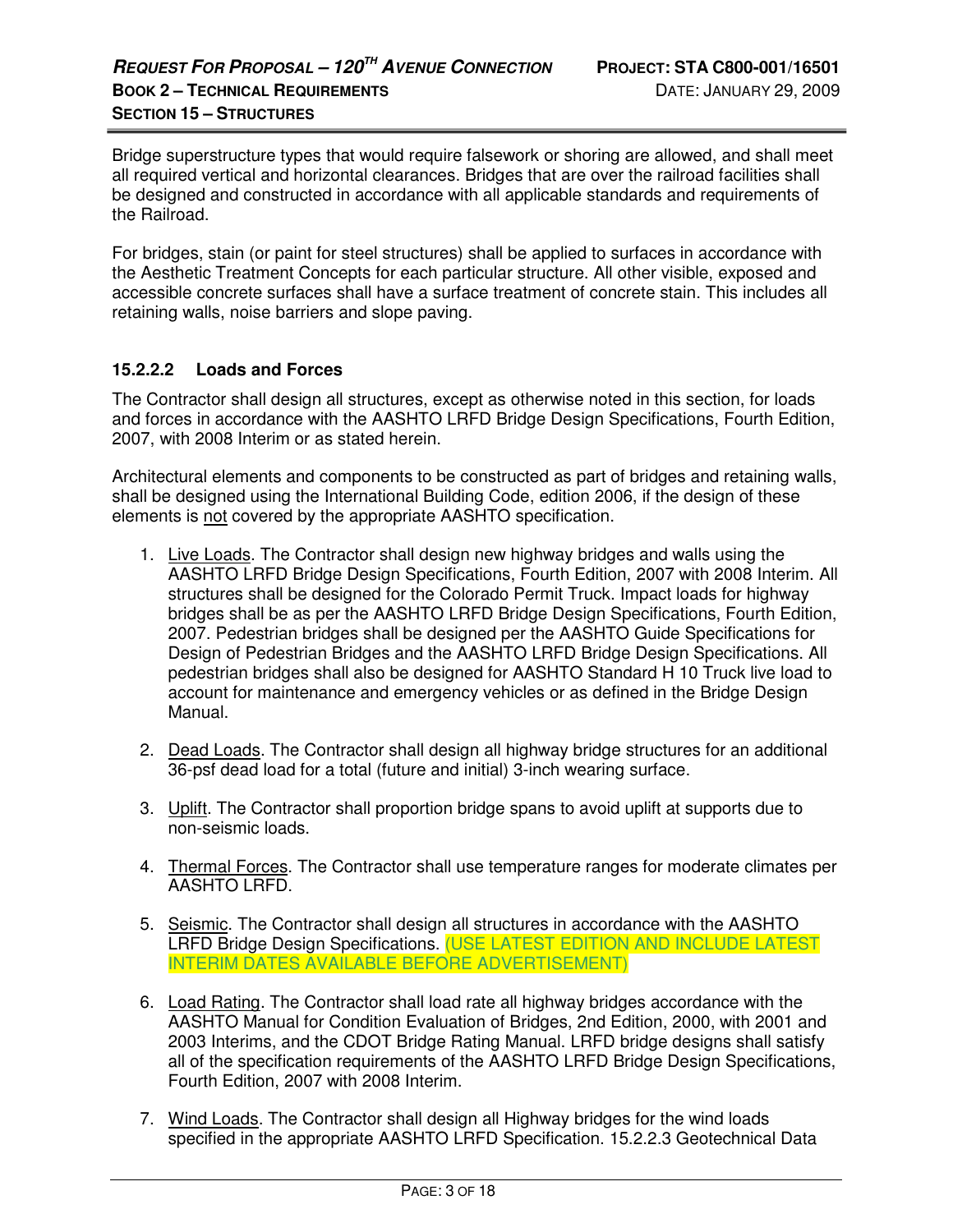Bridge superstructure types that would require falsework or shoring are allowed, and shall meet all required vertical and horizontal clearances. Bridges that are over the railroad facilities shall be designed and constructed in accordance with all applicable standards and requirements of the Railroad.

For bridges, stain (or paint for steel structures) shall be applied to surfaces in accordance with the Aesthetic Treatment Concepts for each particular structure. All other visible, exposed and accessible concrete surfaces shall have a surface treatment of concrete stain. This includes all retaining walls, noise barriers and slope paving.

#### 15.2.2.2 Loads and Forces

The Contractor shall design all structures, except as otherwise noted in this section, for loads and forces in accordance with the AASHTO LRFD Bridge Design Specifications, Fourth Edition, 2007, with 2008 Interim or as stated herein.

Architectural elements and components to be constructed as part of bridges and retaining walls, shall be designed using the International Building Code, edition 2006, if the design of these elements is not covered by the appropriate AASHTO specification.

1. Live Loads. The Contractor shall design new highway bridges and walls using the AASHTO LRFD Bridge Design Specifications, Fourth Edition, 2007 with 2008 Interim. All structures shall be designed for the Colorado Permit Truck. Impact loads for highway bridges shall be as per the AASHTO LRFD Bridge Design Specifications, Fourth Edition, 2007. Pedestrian bridges shall be designed per the AASHTO Guide Specifications for Design of Pedestrian Bridges and the AASHTO LRFD Bridge Design Specifications. All pedestrian bridges shall also be designed for AASHTO Standard H 10 Truck live load to account for maintenance and emergency vehicles or as defined in the Bridge Design Manual.

2. Dead Loads. The Contractor shall design all highway bridge structures for an additional 36-psf dead load for a total (future and initial) 3-inch wearing surface.

3. Uplift. The Contractor shall proportion bridge spans to avoid uplift at supports due to non-seismic loads.

4. Thermal Forces. The Contractor shall use temperature ranges for moderate climates per AASHTO LRFD.

5. Seismic. The Contractor shall design all structures in accordance with the AASHTO LRFD Bridge Design Specifications. (USE LATEST EDITION AND INCLUDE LATEST INTERIM DATES AVAILABLE BEFORE ADVERTISEMENT)

6. Load Rating. The Contractor shall load rate all highway bridges accordance with the AASHTO Manual for Condition Evaluation of Bridges, 2nd Edition, 2000, with 2001 and 2003 Interims, and the CDOT Bridge Rating Manual. LRFD bridge designs shall satisfy all of the specification requirements of the AASHTO LRFD Bridge Design Specifications, Fourth Edition, 2007 with 2008 Interim.

7. Wind Loads. The Contractor shall design all Highway bridges for the wind loads specified in the appropriate AASHTO LRFD Specification. 15.2.2.3 Geotechnical Data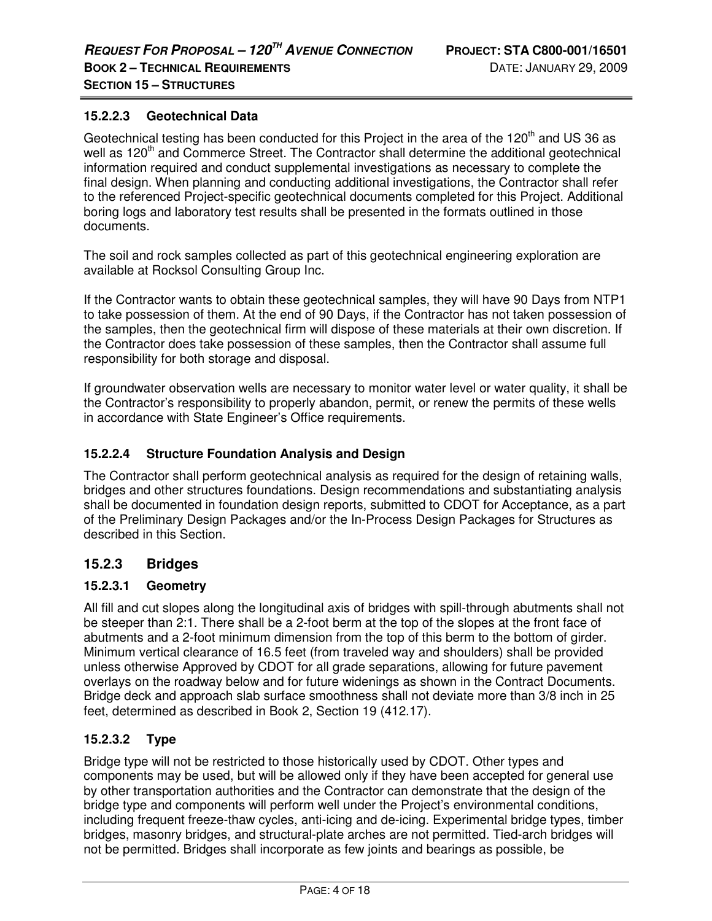### 15.2.2.3 Geotechnical Data

Geotechnical testing has been conducted for this Project in the area of the 120th and US 36 as well as 120th and Commerce Street. The Contractor shall determine the additional geotechnical information required and conduct supplemental investigations as necessary to complete the final design. When planning and conducting additional investigations, the Contractor shall refer to the referenced Project-specific geotechnical documents completed for this Project. Additional boring logs and laboratory test results shall be presented in the formats outlined in those documents.

The soil and rock samples collected as part of this geotechnical engineering exploration are available at Rocksol Consulting Group Inc.

If the Contractor wants to obtain these geotechnical samples, they will have 90 Days from NTP1 to take possession of them. At the end of 90 Days, if the Contractor has not taken possession of the samples, then the geotechnical firm will dispose of these materials at their own discretion. If the Contractor does take possession of these samples, then the Contractor shall assume full responsibility for both storage and disposal.

If groundwater observation wells are necessary to monitor water level or water quality, it shall be the Contractor's responsibility to properly abandon, permit, or renew the permits of these wells in accordance with State Engineer's Office requirements.

### 15.2.2.4 Structure Foundation Analysis and Design

The Contractor shall perform geotechnical analysis as required for the design of retaining walls, bridges and other structures foundations. Design recommendations and substantiating analysis shall be documented in foundation design reports, submitted to CDOT for Acceptance, as a part of the Preliminary Design Packages and/or the In-Process Design Packages for Structures as described in this Section.

## 15.2.3 Bridges

### 15.2.3.1 Geometry

All fill and cut slopes along the longitudinal axis of bridges with spill-through abutments shall not be steeper than 2:1. There shall be a 2-foot berm at the top of the slopes at the front face of abutments and a 2-foot minimum dimension from the top of this berm to the bottom of girder. Minimum vertical clearance of 16.5 feet (from traveled way and shoulders) shall be provided unless otherwise Approved by CDOT for all grade separations, allowing for future pavement overlays on the roadway below and for future widenings as shown in the Contract Documents. Bridge deck and approach slab surface smoothness shall not deviate more than 3/8 inch in 25 feet, determined as described in Book 2, Section 19 (412.17).

### 15.2.3.2 Type

Bridge type will not be restricted to those historically used by CDOT. Other types and components may be used, but will be allowed only if they have been accepted for general use by other transportation authorities and the Contractor can demonstrate that the design of the bridge type and components will perform well under the Project's environmental conditions, including frequent freeze-thaw cycles, anti-icing and de-icing. Experimental bridge types, timber bridges, masonry bridges, and structural-plate arches are not permitted. Tied-arch bridges will not be permitted. Bridges shall incorporate as few joints and bearings as possible, be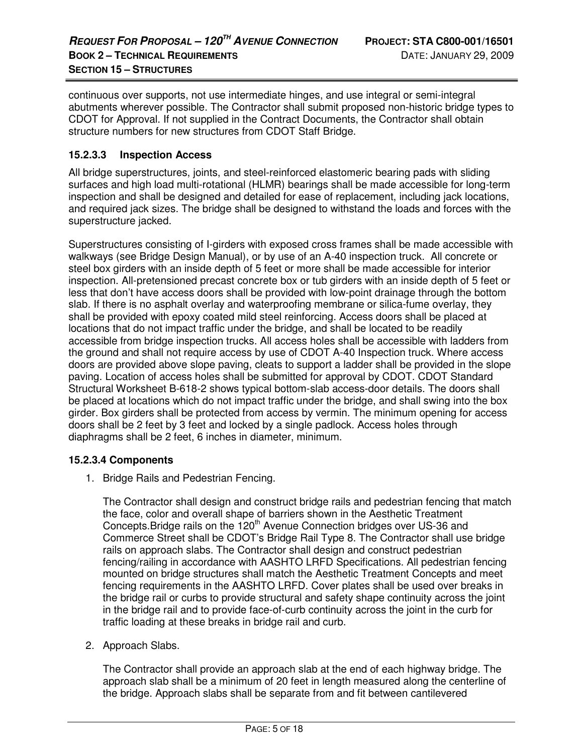continuous over supports, not use intermediate hinges, and use integral or semi-integral abutments wherever possible. The Contractor shall submit proposed non-historic bridge types to CDOT for Approval. If not supplied in the Contract Documents, the Contractor shall obtain structure numbers for new structures from CDOT Staff Bridge.

### 15.2.3.3 Inspection Access

All bridge superstructures, joints, and steel-reinforced elastomeric bearing pads with sliding surfaces and high load multi-rotational (HLMR) bearings shall be made accessible for long-term inspection and shall be designed and detailed for ease of replacement, including jack locations, and required jack sizes. The bridge shall be designed to withstand the loads and forces with the superstructure jacked.

Superstructures consisting of I-girders with exposed cross frames shall be made accessible with walkways (see Bridge Design Manual), or by use of an A-40 inspection truck. All concrete or steel box girders with an inside depth of 5 feet or more shall be made accessible for interior inspection. All-pretensioned precast concrete box or tub girders with an inside depth of 5 feet or less that don't have access doors shall be provided with low-point drainage through the bottom slab. If there is no asphalt overlay and waterproofing membrane or silica-fume overlay, they shall be provided with epoxy coated mild steel reinforcing. Access doors shall be placed at locations that do not impact traffic under the bridge, and shall be located to be readily accessible from bridge inspection trucks. All access holes shall be accessible with ladders from the ground and shall not require access by use of CDOT A-40 Inspection truck. Where access doors are provided above slope paving, cleats to support a ladder shall be provided in the slope paving. Location of access holes shall be submitted for approval by CDOT. CDOT Standard Structural Worksheet B-618-2 shows typical bottom-slab access-door details. The doors shall be placed at locations which do not impact traffic under the bridge, and shall swing into the box girder. Box girders shall be protected from access by vermin. The minimum opening for access doors shall be 2 feet by 3 feet and locked by a single padlock. Access holes through diaphragms shall be 2 feet, 6 inches in diameter, minimum.

### 15.2.3.4 Components

1. Bridge Rails and Pedestrian Fencing.

   The Contractor shall design and construct bridge rails and pedestrian fencing that match the face, color and overall shape of barriers shown in the Aesthetic Treatment Concepts.Bridge rails on the 120th Avenue Connection bridges over US-36 and Commerce Street shall be CDOT's Bridge Rail Type 8. The Contractor shall use bridge rails on approach slabs. The Contractor shall design and construct pedestrian fencing/railing in accordance with AASHTO LRFD Specifications. All pedestrian fencing mounted on bridge structures shall match the Aesthetic Treatment Concepts and meet fencing requirements in the AASHTO LRFD. Cover plates shall be used over breaks in the bridge rail or curbs to provide structural and safety shape continuity across the joint in the bridge rail and to provide face-of-curb continuity across the joint in the curb for traffic loading at these breaks in bridge rail and curb.

2. Approach Slabs.

   The Contractor shall provide an approach slab at the end of each highway bridge. The approach slab shall be a minimum of 20 feet in length measured along the centerline of the bridge. Approach slabs shall be separate from and fit between cantilevered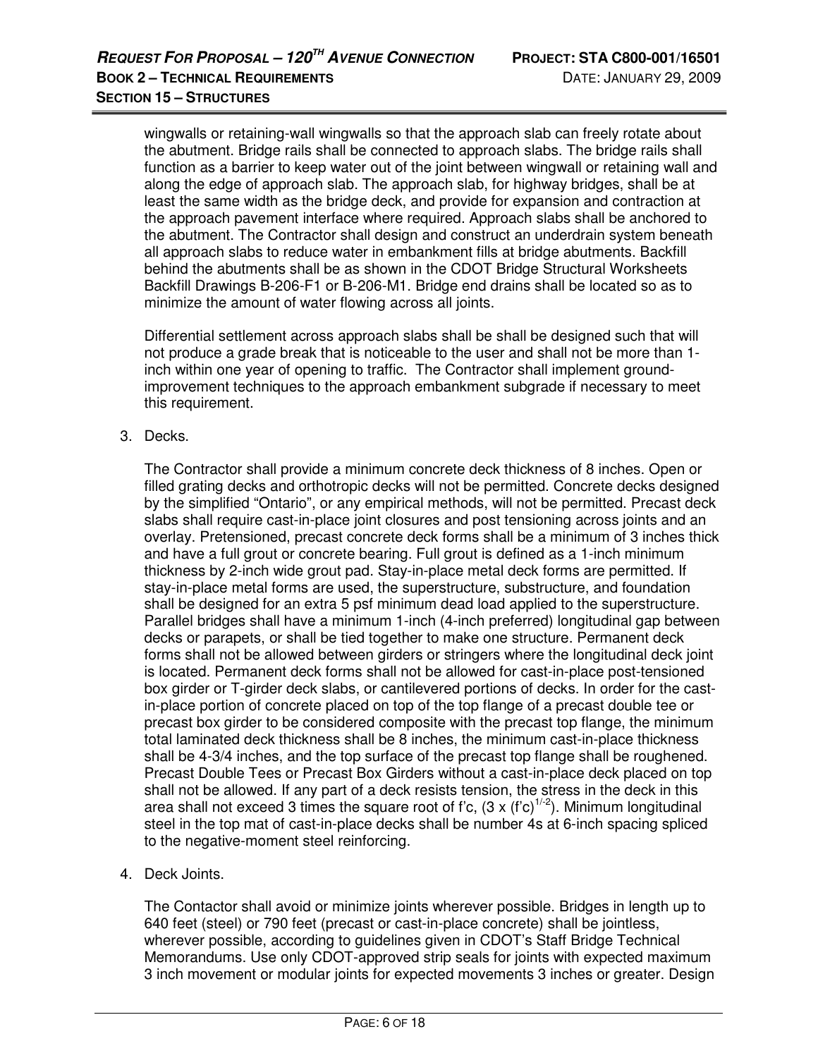wingwalls or retaining-wall wingwalls so that the approach slab can freely rotate about the abutment. Bridge rails shall be connected to approach slabs. The bridge rails shall function as a barrier to keep water out of the joint between wingwall or retaining wall and along the edge of approach slab. The approach slab, for highway bridges, shall be at least the same width as the bridge deck, and provide for expansion and contraction at the approach pavement interface where required. Approach slabs shall be anchored to the abutment. The Contractor shall design and construct an underdrain system beneath all approach slabs to reduce water in embankment fills at bridge abutments. Backfill behind the abutments shall be as shown in the CDOT Bridge Structural Worksheets Backfill Drawings B-206-F1 or B-206-M1. Bridge end drains shall be located so as to minimize the amount of water flowing across all joints.

Differential settlement across approach slabs shall be shall be designed such that will not produce a grade break that is noticeable to the user and shall not be more than 1-inch within one year of opening to traffic. The Contractor shall implement ground-improvement techniques to the approach embankment subgrade if necessary to meet this requirement.

3. Decks.

   The Contractor shall provide a minimum concrete deck thickness of 8 inches. Open or filled grating decks and orthotropic decks will not be permitted. Concrete decks designed by the simplified “Ontario”, or any empirical methods, will not be permitted. Precast deck slabs shall require cast-in-place joint closures and post tensioning across joints and an overlay. Pretensioned, precast concrete deck forms shall be a minimum of 3 inches thick and have a full grout or concrete bearing. Full grout is defined as a 1-inch minimum thickness by 2-inch wide grout pad. Stay-in-place metal deck forms are permitted. If stay-in-place metal forms are used, the superstructure, substructure, and foundation shall be designed for an extra 5 psf minimum dead load applied to the superstructure. Parallel bridges shall have a minimum 1-inch (4-inch preferred) longitudinal gap between decks or parapets, or shall be tied together to make one structure. Permanent deck forms shall not be allowed between girders or stringers where the longitudinal deck joint is located. Permanent deck forms shall not be allowed for cast-in-place post-tensioned box girder or T-girder deck slabs, or cantilevered portions of decks. In order for the cast-in-place portion of concrete placed on top of the top flange of a precast double tee or precast box girder to be considered composite with the precast top flange, the minimum total laminated deck thickness shall be 8 inches, the minimum cast-in-place thickness shall be 4-3/4 inches, and the top surface of the precast top flange shall be roughened. Precast Double Tees or Precast Box Girders without a cast-in-place deck placed on top shall not be allowed. If any part of a deck resists tension, the stress in the deck in this area shall not exceed 3 times the square root of f’c, $(3 \times (f'c)^{1/-2})$. Minimum longitudinal steel in the top mat of cast-in-place decks shall be number 4s at 6-inch spacing spliced to the negative-moment steel reinforcing.

4. Deck Joints.

   The Contactor shall avoid or minimize joints wherever possible. Bridges in length up to 640 feet (steel) or 790 feet (precast or cast-in-place concrete) shall be jointless, wherever possible, according to guidelines given in CDOT’s Staff Bridge Technical Memorandums. Use only CDOT-approved strip seals for joints with expected maximum 3 inch movement or modular joints for expected movements 3 inches or greater. Design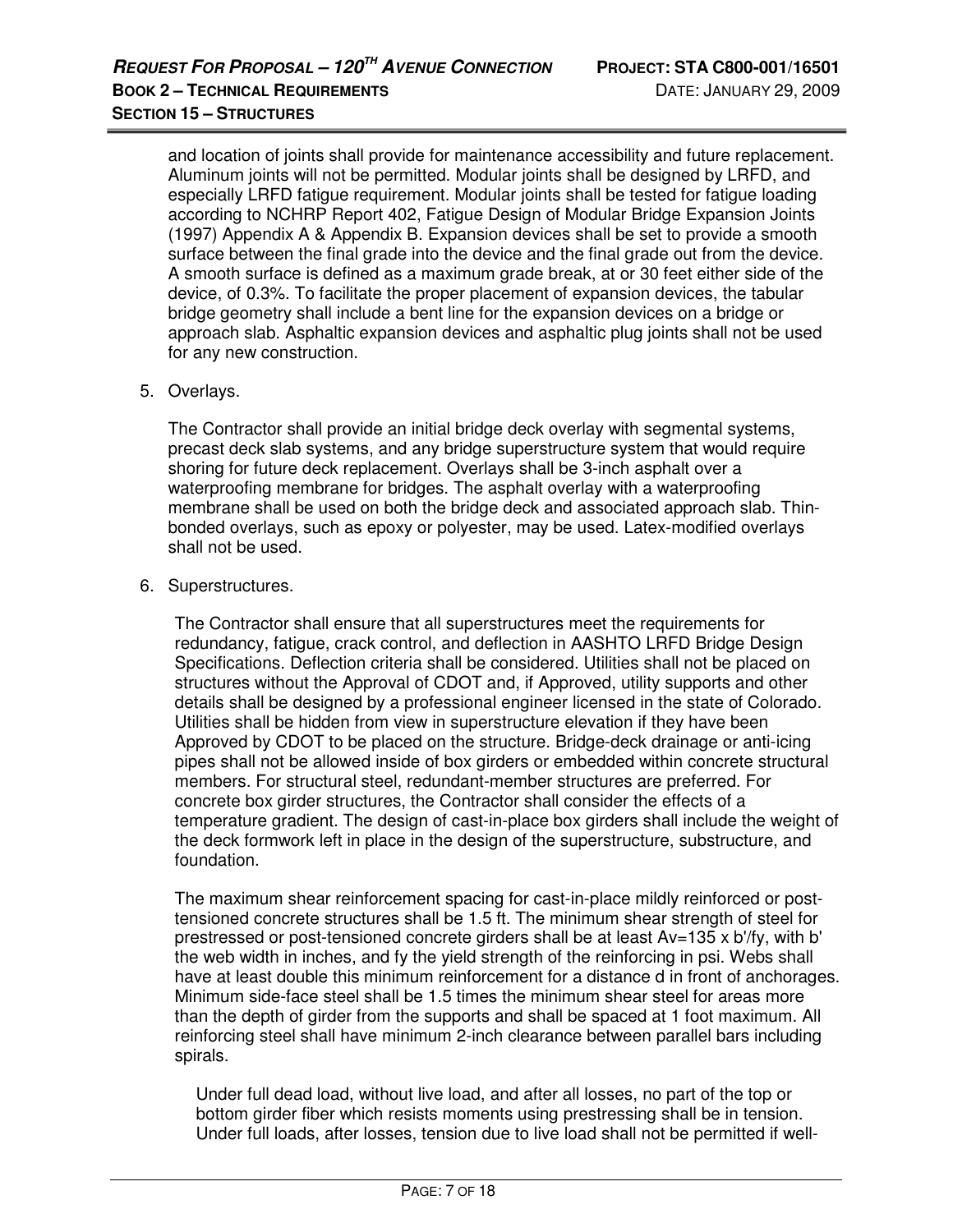and location of joints shall provide for maintenance accessibility and future replacement. Aluminum joints will not be permitted. Modular joints shall be designed by LRFD, and especially LRFD fatigue requirement. Modular joints shall be tested for fatigue loading according to NCHRP Report 402, Fatigue Design of Modular Bridge Expansion Joints (1997) Appendix A & Appendix B. Expansion devices shall be set to provide a smooth surface between the final grade into the device and the final grade out from the device. A smooth surface is defined as a maximum grade break, at or 30 feet either side of the device, of 0.3%. To facilitate the proper placement of expansion devices, the tabular bridge geometry shall include a bent line for the expansion devices on a bridge or approach slab. Asphaltic expansion devices and asphaltic plug joints shall not be used for any new construction.

5. Overlays.

   The Contractor shall provide an initial bridge deck overlay with segmental systems, precast deck slab systems, and any bridge superstructure system that would require shoring for future deck replacement. Overlays shall be 3-inch asphalt over a waterproofing membrane for bridges. The asphalt overlay with a waterproofing membrane shall be used on both the bridge deck and associated approach slab. Thin-bonded overlays, such as epoxy or polyester, may be used. Latex-modified overlays shall not be used.

6. Superstructures.

   The Contractor shall ensure that all superstructures meet the requirements for redundancy, fatigue, crack control, and deflection in AASHTO LRFD Bridge Design Specifications. Deflection criteria shall be considered. Utilities shall not be placed on structures without the Approval of CDOT and, if Approved, utility supports and other details shall be designed by a professional engineer licensed in the state of Colorado. Utilities shall be hidden from view in superstructure elevation if they have been Approved by CDOT to be placed on the structure. Bridge-deck drainage or anti-icing pipes shall not be allowed inside of box girders or embedded within concrete structural members. For structural steel, redundant-member structures are preferred. For concrete box girder structures, the Contractor shall consider the effects of a temperature gradient. The design of cast-in-place box girders shall include the weight of the deck formwork left in place in the design of the superstructure, substructure, and foundation.

   The maximum shear reinforcement spacing for cast-in-place mildly reinforced or post-tensioned concrete structures shall be 1.5 ft. The minimum shear strength of steel for prestressed or post-tensioned concrete girders shall be at least $A_v = 135 \times b'/f_y$, with b' the web width in inches, and fy the yield strength of the reinforcing in psi. Webs shall have at least double this minimum reinforcement for a distance d in front of anchorages. Minimum side-face steel shall be 1.5 times the minimum shear steel for areas more than the depth of girder from the supports and shall be spaced at 1 foot maximum. All reinforcing steel shall have minimum 2-inch clearance between parallel bars including spirals.

   Under full dead load, without live load, and after all losses, no part of the top or bottom girder fiber which resists moments using prestressing shall be in tension. Under full loads, after losses, tension due to live load shall not be permitted if well-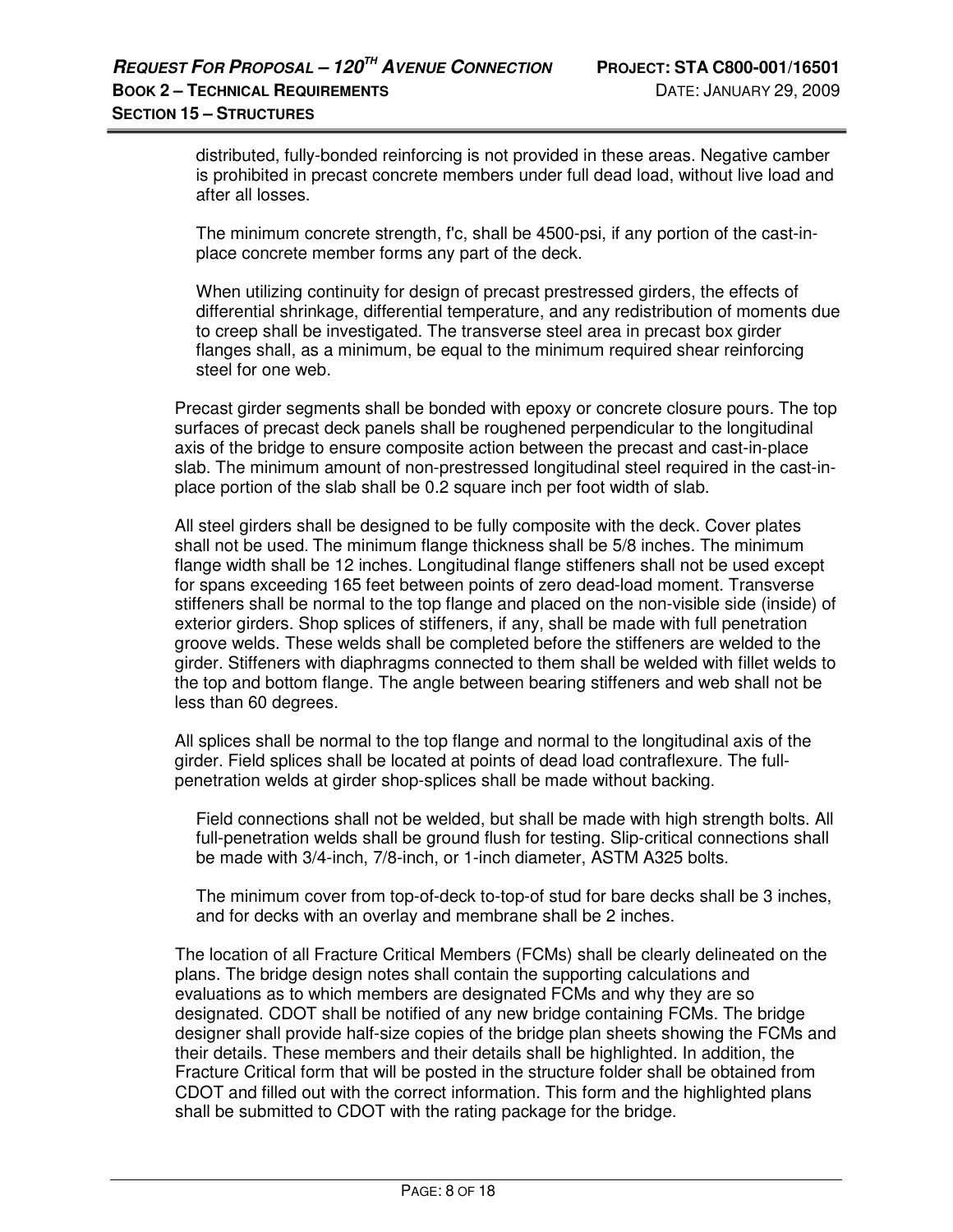distributed, fully-bonded reinforcing is not provided in these areas. Negative camber is prohibited in precast concrete members under full dead load, without live load and after all losses.

The minimum concrete strength, f'c, shall be 4500-psi, if any portion of the cast-in-place concrete member forms any part of the deck.

When utilizing continuity for design of precast prestressed girders, the effects of differential shrinkage, differential temperature, and any redistribution of moments due to creep shall be investigated. The transverse steel area in precast box girder flanges shall, as a minimum, be equal to the minimum required shear reinforcing steel for one web.

Precast girder segments shall be bonded with epoxy or concrete closure pours. The top surfaces of precast deck panels shall be roughened perpendicular to the longitudinal axis of the bridge to ensure composite action between the precast and cast-in-place slab. The minimum amount of non-prestressed longitudinal steel required in the cast-in-place portion of the slab shall be 0.2 square inch per foot width of slab.

All steel girders shall be designed to be fully composite with the deck. Cover plates shall not be used. The minimum flange thickness shall be 5/8 inches. The minimum flange width shall be 12 inches. Longitudinal flange stiffeners shall not be used except for spans exceeding 165 feet between points of zero dead-load moment. Transverse stiffeners shall be normal to the top flange and placed on the non-visible side (inside) of exterior girders. Shop splices of stiffeners, if any, shall be made with full penetration groove welds. These welds shall be completed before the stiffeners are welded to the girder. Stiffeners with diaphragms connected to them shall be welded with fillet welds to the top and bottom flange. The angle between bearing stiffeners and web shall not be less than 60 degrees.

All splices shall be normal to the top flange and normal to the longitudinal axis of the girder. Field splices shall be located at points of dead load contraflexure. The full-penetration welds at girder shop-splices shall be made without backing.

Field connections shall not be welded, but shall be made with high strength bolts. All full-penetration welds shall be ground flush for testing. Slip-critical connections shall be made with 3/4-inch, 7/8-inch, or 1-inch diameter, ASTM A325 bolts.

The minimum cover from top-of-deck-to-top-of stud for bare decks shall be 3 inches, and for decks with an overlay and membrane shall be 2 inches.

The location of all Fracture Critical Members (FCMs) shall be clearly delineated on the plans. The bridge design notes shall contain the supporting calculations and evaluations as to which members are designated FCMs and why they are so designated. CDOT shall be notified of any new bridge containing FCMs. The bridge designer shall provide half-size copies of the bridge plan sheets showing the FCMs and their details. These members and their details shall be highlighted. In addition, the Fracture Critical form that will be posted in the structure folder shall be obtained from CDOT and filled out with the correct information. This form and the highlighted plans shall be submitted to CDOT with the rating package for the bridge.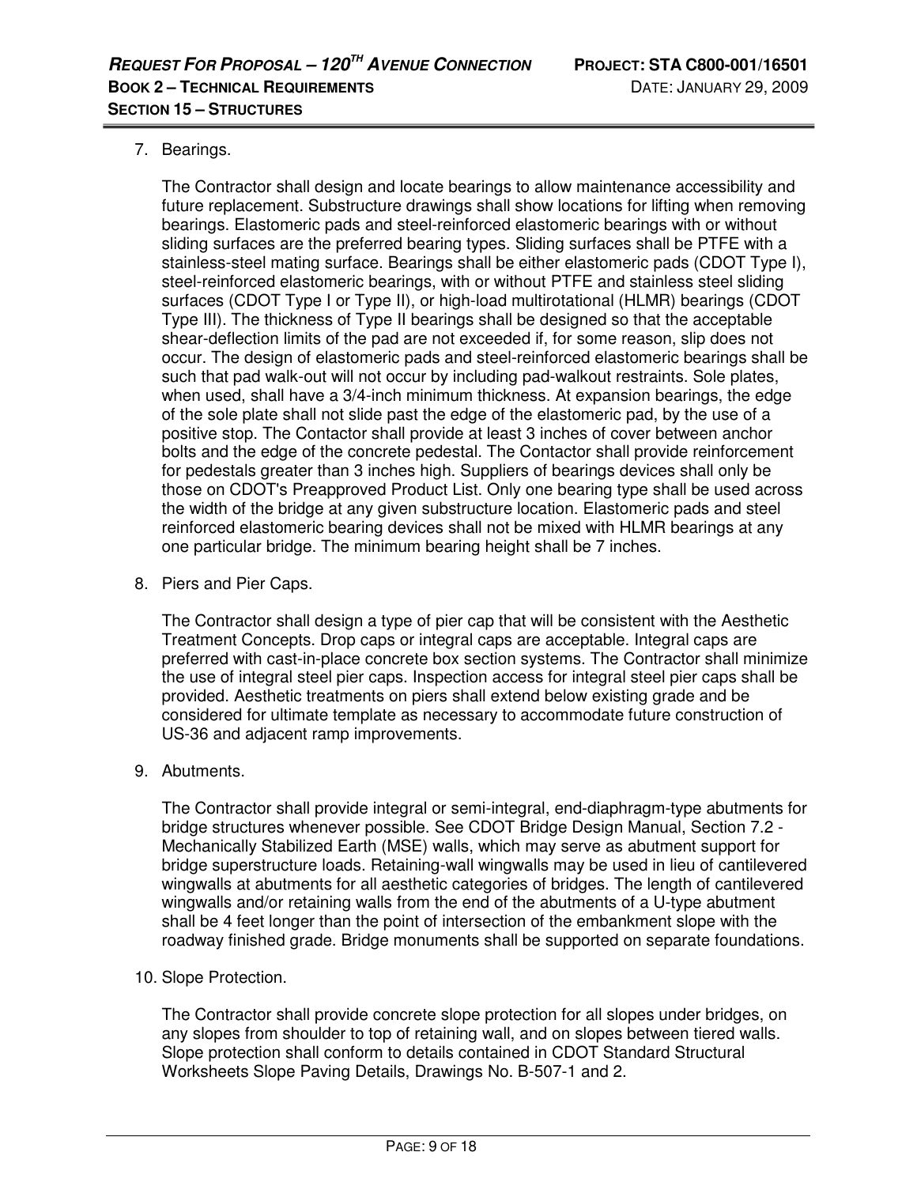7. Bearings.

   The Contractor shall design and locate bearings to allow maintenance accessibility and future replacement. Substructure drawings shall show locations for lifting when removing bearings. Elastomeric pads and steel-reinforced elastomeric bearings with or without sliding surfaces are the preferred bearing types. Sliding surfaces shall be PTFE with a stainless-steel mating surface. Bearings shall be either elastomeric pads (CDOT Type I), steel-reinforced elastomeric bearings, with or without PTFE and stainless steel sliding surfaces (CDOT Type I or Type II), or high-load multirotational (HLMR) bearings (CDOT Type III). The thickness of Type II bearings shall be designed so that the acceptable shear-deflection limits of the pad are not exceeded if, for some reason, slip does not occur. The design of elastomeric pads and steel-reinforced elastomeric bearings shall be such that pad walk-out will not occur by including pad-walkout restraints. Sole plates, when used, shall have a 3/4-inch minimum thickness. At expansion bearings, the edge of the sole plate shall not slide past the edge of the elastomeric pad, by the use of a positive stop. The Contactor shall provide at least 3 inches of cover between anchor bolts and the edge of the concrete pedestal. The Contactor shall provide reinforcement for pedestals greater than 3 inches high. Suppliers of bearings devices shall only be those on CDOT's Preapproved Product List. Only one bearing type shall be used across the width of the bridge at any given substructure location. Elastomeric pads and steel reinforced elastomeric bearing devices shall not be mixed with HLMR bearings at any one particular bridge. The minimum bearing height shall be 7 inches.

8. Piers and Pier Caps.

   The Contractor shall design a type of pier cap that will be consistent with the Aesthetic Treatment Concepts. Drop caps or integral caps are acceptable. Integral caps are preferred with cast-in-place concrete box section systems. The Contractor shall minimize the use of integral steel pier caps. Inspection access for integral steel pier caps shall be provided. Aesthetic treatments on piers shall extend below existing grade and be considered for ultimate template as necessary to accommodate future construction of US-36 and adjacent ramp improvements.

9. Abutments.

   The Contractor shall provide integral or semi-integral, end-diaphragm-type abutments for bridge structures whenever possible. See CDOT Bridge Design Manual, Section 7.2 - Mechanically Stabilized Earth (MSE) walls, which may serve as abutment support for bridge superstructure loads. Retaining-wall wingwalls may be used in lieu of cantilevered wingwalls at abutments for all aesthetic categories of bridges. The length of cantilevered wingwalls and/or retaining walls from the end of the abutments of a U-type abutment shall be 4 feet longer than the point of intersection of the embankment slope with the roadway finished grade. Bridge monuments shall be supported on separate foundations.

10. Slope Protection.

    The Contractor shall provide concrete slope protection for all slopes under bridges, on any slopes from shoulder to top of retaining wall, and on slopes between tiered walls. Slope protection shall conform to details contained in CDOT Standard Structural Worksheets Slope Paving Details, Drawings No. B-507-1 and 2.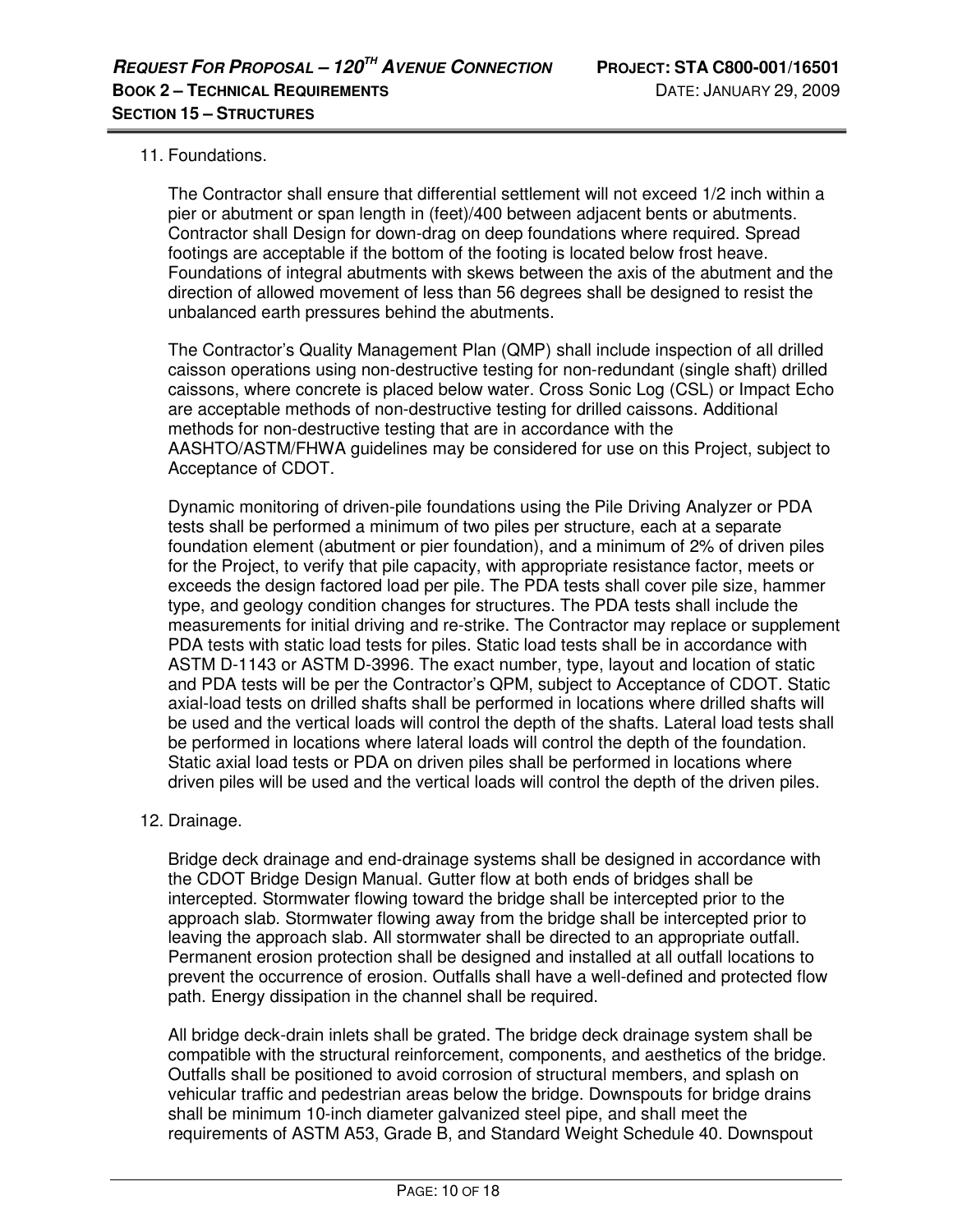11. Foundations.

    The Contractor shall ensure that differential settlement will not exceed 1/2 inch within a pier or abutment or span length in (feet)/400 between adjacent bents or abutments. Contractor shall Design for down-drag on deep foundations where required. Spread footings are acceptable if the bottom of the footing is located below frost heave. Foundations of integral abutments with skews between the axis of the abutment and the direction of allowed movement of less than 56 degrees shall be designed to resist the unbalanced earth pressures behind the abutments.

    The Contractor's Quality Management Plan (QMP) shall include inspection of all drilled caisson operations using non-destructive testing for non-redundant (single shaft) drilled caissons, where concrete is placed below water. Cross Sonic Log (CSL) or Impact Echo are acceptable methods of non-destructive testing for drilled caissons. Additional methods for non-destructive testing that are in accordance with the AASHTO/ASTM/FHWA guidelines may be considered for use on this Project, subject to Acceptance of CDOT.

    Dynamic monitoring of driven-pile foundations using the Pile Driving Analyzer or PDA tests shall be performed a minimum of two piles per structure, each at a separate foundation element (abutment or pier foundation), and a minimum of 2% of driven piles for the Project, to verify that pile capacity, with appropriate resistance factor, meets or exceeds the design factored load per pile. The PDA tests shall cover pile size, hammer type, and geology condition changes for structures. The PDA tests shall include the measurements for initial driving and re-strike. The Contractor may replace or supplement PDA tests with static load tests for piles. Static load tests shall be in accordance with ASTM D-1143 or ASTM D-3996. The exact number, type, layout and location of static and PDA tests will be per the Contractor's QPM, subject to Acceptance of CDOT. Static axial-load tests on drilled shafts shall be performed in locations where drilled shafts will be used and the vertical loads will control the depth of the shafts. Lateral load tests shall be performed in locations where lateral loads will control the depth of the foundation. Static axial load tests or PDA on driven piles shall be performed in locations where driven piles will be used and the vertical loads will control the depth of the driven piles.

12. Drainage.

    Bridge deck drainage and end-drainage systems shall be designed in accordance with the CDOT Bridge Design Manual. Gutter flow at both ends of bridges shall be intercepted. Stormwater flowing toward the bridge shall be intercepted prior to the approach slab. Stormwater flowing away from the bridge shall be intercepted prior to leaving the approach slab. All stormwater shall be directed to an appropriate outfall. Permanent erosion protection shall be designed and installed at all outfall locations to prevent the occurrence of erosion. Outfalls shall have a well-defined and protected flow path. Energy dissipation in the channel shall be required.

    All bridge deck-drain inlets shall be grated. The bridge deck drainage system shall be compatible with the structural reinforcement, components, and aesthetics of the bridge. Outfalls shall be positioned to avoid corrosion of structural members, and splash on vehicular traffic and pedestrian areas below the bridge. Downspouts for bridge drains shall be minimum 10-inch diameter galvanized steel pipe, and shall meet the requirements of ASTM A53, Grade B, and Standard Weight Schedule 40. Downspout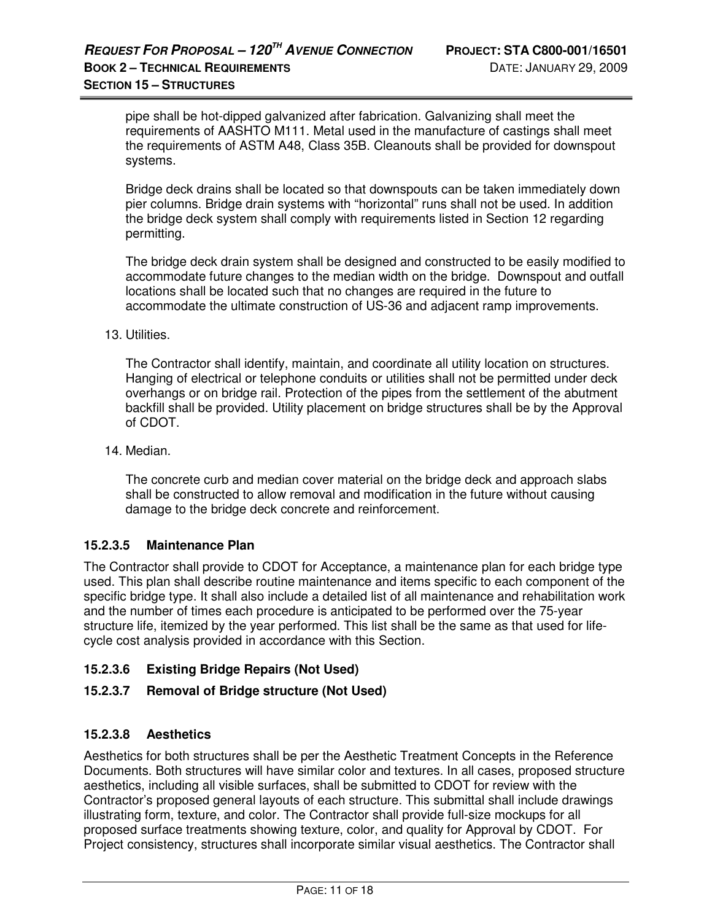pipe shall be hot-dipped galvanized after fabrication. Galvanizing shall meet the requirements of AASHTO M111. Metal used in the manufacture of castings shall meet the requirements of ASTM A48, Class 35B. Cleanouts shall be provided for downspout systems.

Bridge deck drains shall be located so that downspouts can be taken immediately down pier columns. Bridge drain systems with "horizontal" runs shall not be used. In addition the bridge deck system shall comply with requirements listed in Section 12 regarding permitting.

The bridge deck drain system shall be designed and constructed to be easily modified to accommodate future changes to the median width on the bridge. Downspout and outfall locations shall be located such that no changes are required in the future to accommodate the ultimate construction of US-36 and adjacent ramp improvements.

13. Utilities.

    The Contractor shall identify, maintain, and coordinate all utility location on structures. Hanging of electrical or telephone conduits or utilities shall not be permitted under deck overhangs or on bridge rail. Protection of the pipes from the settlement of the abutment backfill shall be provided. Utility placement on bridge structures shall be by the Approval of CDOT.

14. Median.

    The concrete curb and median cover material on the bridge deck and approach slabs shall be constructed to allow removal and modification in the future without causing damage to the bridge deck concrete and reinforcement.

### 15.2.3.5 Maintenance Plan

The Contractor shall provide to CDOT for Acceptance, a maintenance plan for each bridge type used. This plan shall describe routine maintenance and items specific to each component of the specific bridge type. It shall also include a detailed list of all maintenance and rehabilitation work and the number of times each procedure is anticipated to be performed over the 75-year structure life, itemized by the year performed. This list shall be the same as that used for life-cycle cost analysis provided in accordance with this Section.

### 15.2.3.6 Existing Bridge Repairs (Not Used)

### 15.2.3.7 Removal of Bridge structure (Not Used)

### 15.2.3.8 Aesthetics

Aesthetics for both structures shall be per the Aesthetic Treatment Concepts in the Reference Documents. Both structures will have similar color and textures. In all cases, proposed structure aesthetics, including all visible surfaces, shall be submitted to CDOT for review with the Contractor's proposed general layouts of each structure. This submittal shall include drawings illustrating form, texture, and color. The Contractor shall provide full-size mockups for all proposed surface treatments showing texture, color, and quality for Approval by CDOT. For Project consistency, structures shall incorporate similar visual aesthetics. The Contractor shall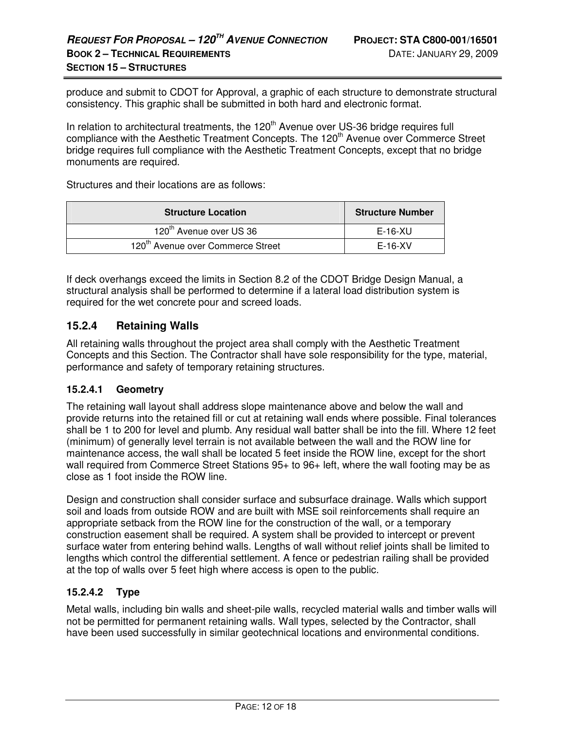produce and submit to CDOT for Approval, a graphic of each structure to demonstrate structural consistency. This graphic shall be submitted in both hard and electronic format.

In relation to architectural treatments, the 120th Avenue over US-36 bridge requires full compliance with the Aesthetic Treatment Concepts. The 120th Avenue over Commerce Street bridge requires full compliance with the Aesthetic Treatment Concepts, except that no bridge monuments are required.

Structures and their locations are as follows:

| Structure Location | Structure Number |
|---|---|
| 120th Avenue over US 36 | E-16-XU |
| 120th Avenue over Commerce Street | E-16-XV |

If deck overhangs exceed the limits in Section 8.2 of the CDOT Bridge Design Manual, a structural analysis shall be performed to determine if a lateral load distribution system is required for the wet concrete pour and screed loads.

## 15.2.4 Retaining Walls

All retaining walls throughout the project area shall comply with the Aesthetic Treatment Concepts and this Section. The Contractor shall have sole responsibility for the type, material, performance and safety of temporary retaining structures.

### 15.2.4.1 Geometry

The retaining wall layout shall address slope maintenance above and below the wall and provide returns into the retained fill or cut at retaining wall ends where possible. Final tolerances shall be 1 to 200 for level and plumb. Any residual wall batter shall be into the fill. Where 12 feet (minimum) of generally level terrain is not available between the wall and the ROW line for maintenance access, the wall shall be located 5 feet inside the ROW line, except for the short wall required from Commerce Street Stations 95+ to 96+ left, where the wall footing may be as close as 1 foot inside the ROW line.

Design and construction shall consider surface and subsurface drainage. Walls which support soil and loads from outside ROW and are built with MSE soil reinforcements shall require an appropriate setback from the ROW line for the construction of the wall, or a temporary construction easement shall be required. A system shall be provided to intercept or prevent surface water from entering behind walls. Lengths of wall without relief joints shall be limited to lengths which control the differential settlement. A fence or pedestrian railing shall be provided at the top of walls over 5 feet high where access is open to the public.

### 15.2.4.2 Type

Metal walls, including bin walls and sheet-pile walls, recycled material walls and timber walls will not be permitted for permanent retaining walls. Wall types, selected by the Contractor, shall have been used successfully in similar geotechnical locations and environmental conditions.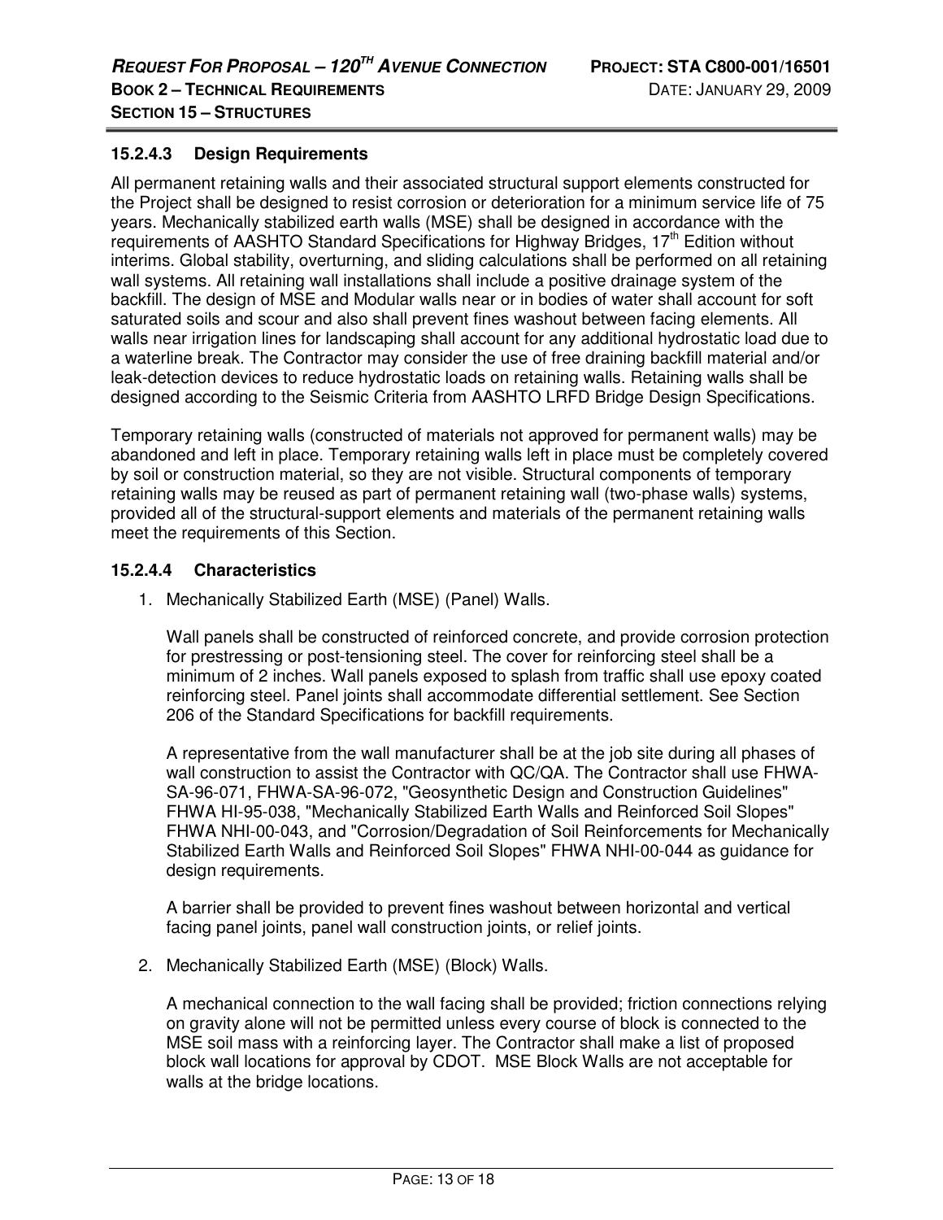### 15.2.4.3 Design Requirements

All permanent retaining walls and their associated structural support elements constructed for the Project shall be designed to resist corrosion or deterioration for a minimum service life of 75 years. Mechanically stabilized earth walls (MSE) shall be designed in accordance with the requirements of AASHTO Standard Specifications for Highway Bridges, 17th Edition without interims. Global stability, overturning, and sliding calculations shall be performed on all retaining wall systems. All retaining wall installations shall include a positive drainage system of the backfill. The design of MSE and Modular walls near or in bodies of water shall account for soft saturated soils and scour and also shall prevent fines washout between facing elements. All walls near irrigation lines for landscaping shall account for any additional hydrostatic load due to a waterline break. The Contractor may consider the use of free draining backfill material and/or leak-detection devices to reduce hydrostatic loads on retaining walls. Retaining walls shall be designed according to the Seismic Criteria from AASHTO LRFD Bridge Design Specifications.

Temporary retaining walls (constructed of materials not approved for permanent walls) may be abandoned and left in place. Temporary retaining walls left in place must be completely covered by soil or construction material, so they are not visible. Structural components of temporary retaining walls may be reused as part of permanent retaining wall (two-phase walls) systems, provided all of the structural-support elements and materials of the permanent retaining walls meet the requirements of this Section.

### 15.2.4.4 Characteristics

1. Mechanically Stabilized Earth (MSE) (Panel) Walls.

   Wall panels shall be constructed of reinforced concrete, and provide corrosion protection for prestressing or post-tensioning steel. The cover for reinforcing steel shall be a minimum of 2 inches. Wall panels exposed to splash from traffic shall use epoxy coated reinforcing steel. Panel joints shall accommodate differential settlement. See Section 206 of the Standard Specifications for backfill requirements.

   A representative from the wall manufacturer shall be at the job site during all phases of wall construction to assist the Contractor with QC/QA. The Contractor shall use FHWA-SA-96-071, FHWA-SA-96-072, "Geosynthetic Design and Construction Guidelines" FHWA HI-95-038, "Mechanically Stabilized Earth Walls and Reinforced Soil Slopes" FHWA NHI-00-043, and "Corrosion/Degradation of Soil Reinforcements for Mechanically Stabilized Earth Walls and Reinforced Soil Slopes" FHWA NHI-00-044 as guidance for design requirements.

   A barrier shall be provided to prevent fines washout between horizontal and vertical facing panel joints, panel wall construction joints, or relief joints.

2. Mechanically Stabilized Earth (MSE) (Block) Walls.

   A mechanical connection to the wall facing shall be provided; friction connections relying on gravity alone will not be permitted unless every course of block is connected to the MSE soil mass with a reinforcing layer. The Contractor shall make a list of proposed block wall locations for approval by CDOT. MSE Block Walls are not acceptable for walls at the bridge locations.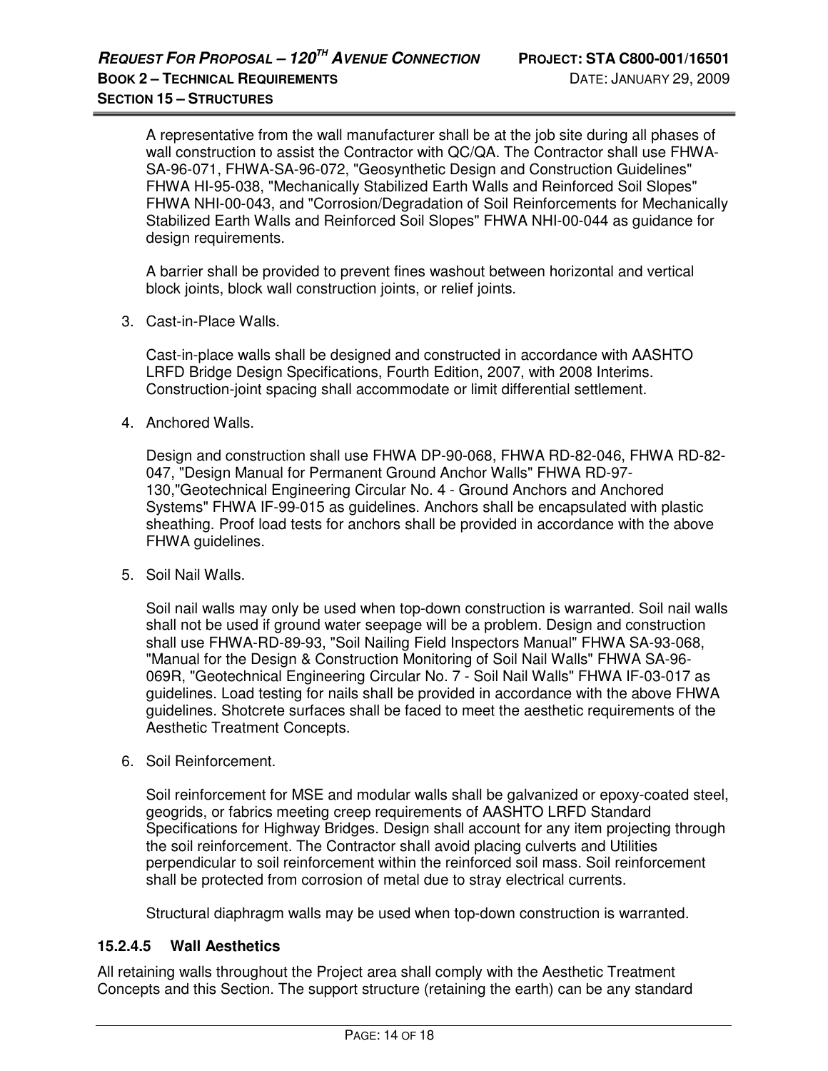A representative from the wall manufacturer shall be at the job site during all phases of wall construction to assist the Contractor with QC/QA. The Contractor shall use FHWA-SA-96-071, FHWA-SA-96-072, "Geosynthetic Design and Construction Guidelines" FHWA HI-95-038, "Mechanically Stabilized Earth Walls and Reinforced Soil Slopes" FHWA NHI-00-043, and "Corrosion/Degradation of Soil Reinforcements for Mechanically Stabilized Earth Walls and Reinforced Soil Slopes" FHWA NHI-00-044 as guidance for design requirements.

A barrier shall be provided to prevent fines washout between horizontal and vertical block joints, block wall construction joints, or relief joints.

3. Cast-in-Place Walls.

   Cast-in-place walls shall be designed and constructed in accordance with AASHTO LRFD Bridge Design Specifications, Fourth Edition, 2007, with 2008 Interims. Construction-joint spacing shall accommodate or limit differential settlement.

4. Anchored Walls.

   Design and construction shall use FHWA DP-90-068, FHWA RD-82-046, FHWA RD-82-047, "Design Manual for Permanent Ground Anchor Walls" FHWA RD-97-130,"Geotechnical Engineering Circular No. 4 - Ground Anchors and Anchored Systems" FHWA IF-99-015 as guidelines. Anchors shall be encapsulated with plastic sheathing. Proof load tests for anchors shall be provided in accordance with the above FHWA guidelines.

5. Soil Nail Walls.

   Soil nail walls may only be used when top-down construction is warranted. Soil nail walls shall not be used if ground water seepage will be a problem. Design and construction shall use FHWA-RD-89-93, "Soil Nailing Field Inspectors Manual" FHWA SA-93-068, "Manual for the Design & Construction Monitoring of Soil Nail Walls" FHWA SA-96-069R, "Geotechnical Engineering Circular No. 7 - Soil Nail Walls" FHWA IF-03-017 as guidelines. Load testing for nails shall be provided in accordance with the above FHWA guidelines. Shotcrete surfaces shall be faced to meet the aesthetic requirements of the Aesthetic Treatment Concepts.

6. Soil Reinforcement.

   Soil reinforcement for MSE and modular walls shall be galvanized or epoxy-coated steel, geogrids, or fabrics meeting creep requirements of AASHTO LRFD Standard Specifications for Highway Bridges. Design shall account for any item projecting through the soil reinforcement. The Contractor shall avoid placing culverts and Utilities perpendicular to soil reinforcement within the reinforced soil mass. Soil reinforcement shall be protected from corrosion of metal due to stray electrical currents.

   Structural diaphragm walls may be used when top-down construction is warranted.

#### 15.2.4.5 Wall Aesthetics

All retaining walls throughout the Project area shall comply with the Aesthetic Treatment Concepts and this Section. The support structure (retaining the earth) can be any standard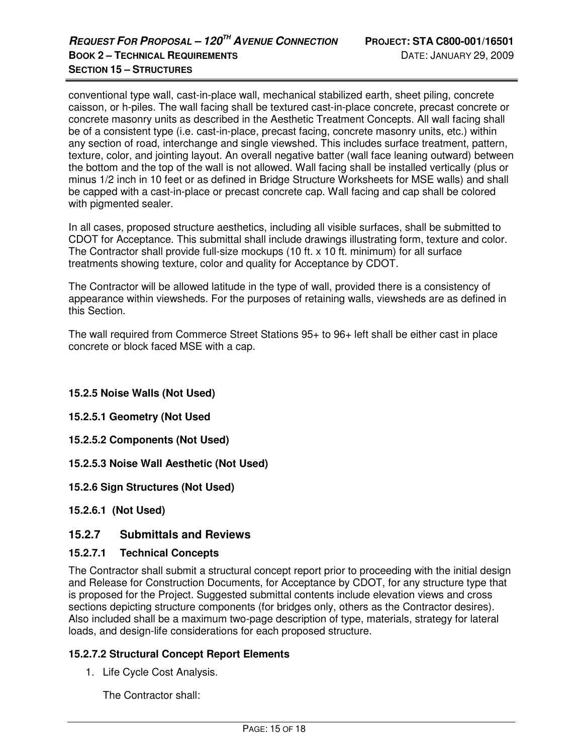conventional type wall, cast-in-place wall, mechanical stabilized earth, sheet piling, concrete caisson, or h-piles. The wall facing shall be textured cast-in-place concrete, precast concrete or concrete masonry units as described in the Aesthetic Treatment Concepts. All wall facing shall be of a consistent type (i.e. cast-in-place, precast facing, concrete masonry units, etc.) within any section of road, interchange and single viewshed. This includes surface treatment, pattern, texture, color, and jointing layout. An overall negative batter (wall face leaning outward) between the bottom and the top of the wall is not allowed. Wall facing shall be installed vertically (plus or minus 1/2 inch in 10 feet or as defined in Bridge Structure Worksheets for MSE walls) and shall be capped with a cast-in-place or precast concrete cap. Wall facing and cap shall be colored with pigmented sealer.

In all cases, proposed structure aesthetics, including all visible surfaces, shall be submitted to CDOT for Acceptance. This submittal shall include drawings illustrating form, texture and color. The Contractor shall provide full-size mockups (10 ft. x 10 ft. minimum) for all surface treatments showing texture, color and quality for Acceptance by CDOT.

The Contractor will be allowed latitude in the type of wall, provided there is a consistency of appearance within viewsheds. For the purposes of retaining walls, viewsheds are as defined in this Section.

The wall required from Commerce Street Stations 95+ to 96+ left shall be either cast in place concrete or block faced MSE with a cap.

**15.2.5 Noise Walls (Not Used)**

**15.2.5.1 Geometry (Not Used**

**15.2.5.2 Components (Not Used)**

**15.2.5.3 Noise Wall Aesthetic (Not Used)**

**15.2.6 Sign Structures (Not Used)**

**15.2.6.1 (Not Used)**

## 15.2.7 Submittals and Reviews

### 15.2.7.1 Technical Concepts

The Contractor shall submit a structural concept report prior to proceeding with the initial design and Release for Construction Documents, for Acceptance by CDOT, for any structure type that is proposed for the Project. Suggested submittal contents include elevation views and cross sections depicting structure components (for bridges only, others as the Contractor desires). Also included shall be a maximum two-page description of type, materials, strategy for lateral loads, and design-life considerations for each proposed structure.

### 15.2.7.2 Structural Concept Report Elements

1. Life Cycle Cost Analysis.

   The Contractor shall: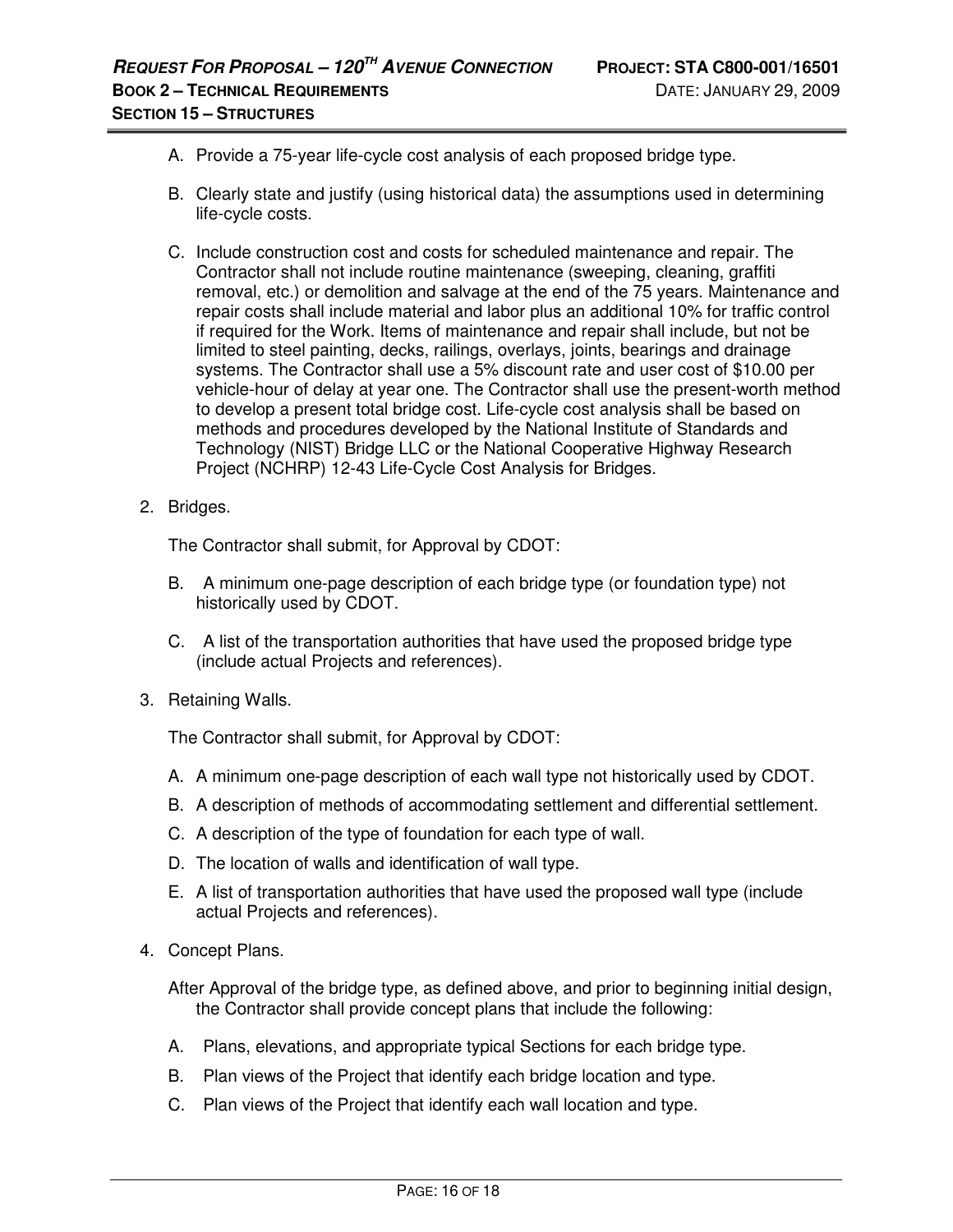A. Provide a 75-year life-cycle cost analysis of each proposed bridge type.

B. Clearly state and justify (using historical data) the assumptions used in determining life-cycle costs.

C. Include construction cost and costs for scheduled maintenance and repair. The Contractor shall not include routine maintenance (sweeping, cleaning, graffiti removal, etc.) or demolition and salvage at the end of the 75 years. Maintenance and repair costs shall include material and labor plus an additional 10% for traffic control if required for the Work. Items of maintenance and repair shall include, but not be limited to steel painting, decks, railings, overlays, joints, bearings and drainage systems. The Contractor shall use a 5% discount rate and user cost of $10.00 per vehicle-hour of delay at year one. The Contractor shall use the present-worth method to develop a present total bridge cost. Life-cycle cost analysis shall be based on methods and procedures developed by the National Institute of Standards and Technology (NIST) Bridge LLC or the National Cooperative Highway Research Project (NCHRP) 12-43 Life-Cycle Cost Analysis for Bridges.

2. Bridges.

   The Contractor shall submit, for Approval by CDOT:

   B. A minimum one-page description of each bridge type (or foundation type) not historically used by CDOT.

   C. A list of the transportation authorities that have used the proposed bridge type (include actual Projects and references).

3. Retaining Walls.

   The Contractor shall submit, for Approval by CDOT:

   A. A minimum one-page description of each wall type not historically used by CDOT.

   B. A description of methods of accommodating settlement and differential settlement.

   C. A description of the type of foundation for each type of wall.

   D. The location of walls and identification of wall type.

   E. A list of transportation authorities that have used the proposed wall type (include actual Projects and references).

4. Concept Plans.

   After Approval of the bridge type, as defined above, and prior to beginning initial design, the Contractor shall provide concept plans that include the following:

   A. Plans, elevations, and appropriate typical Sections for each bridge type.

   B. Plan views of the Project that identify each bridge location and type.

   C. Plan views of the Project that identify each wall location and type.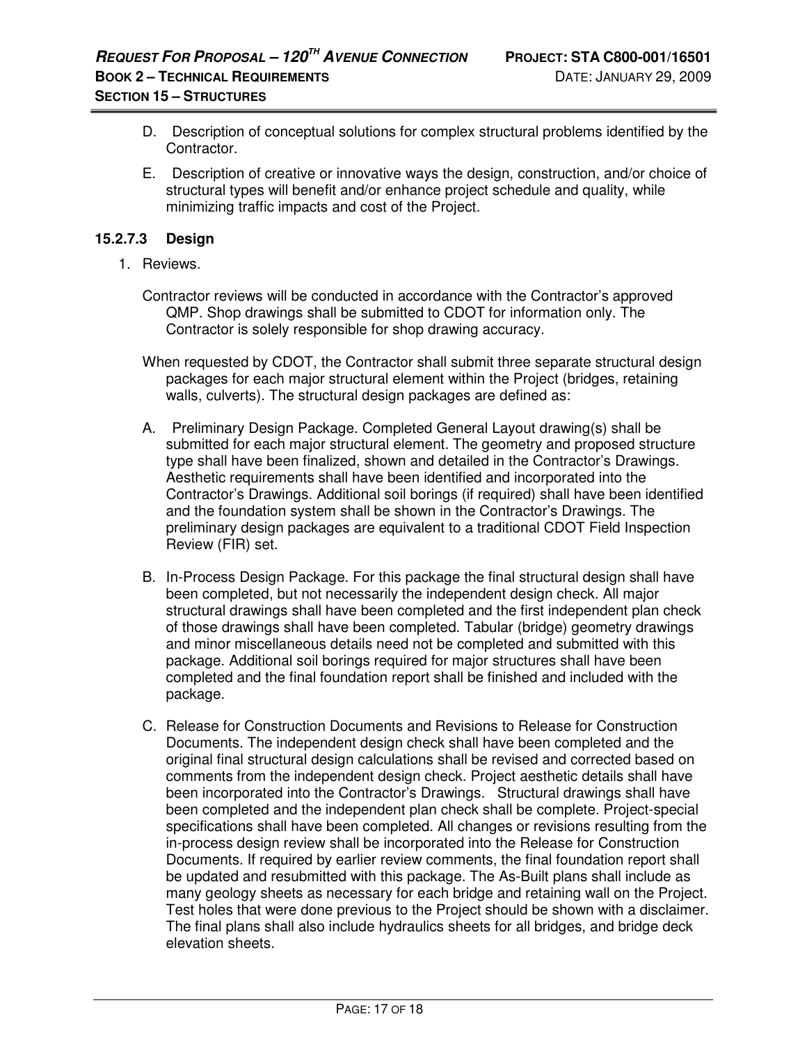D. Description of conceptual solutions for complex structural problems identified by the Contractor.

E. Description of creative or innovative ways the design, construction, and/or choice of structural types will benefit and/or enhance project schedule and quality, while minimizing traffic impacts and cost of the Project.

### 15.2.7.3 Design

1. Reviews.

Contractor reviews will be conducted in accordance with the Contractor's approved QMP. Shop drawings shall be submitted to CDOT for information only. The Contractor is solely responsible for shop drawing accuracy.

When requested by CDOT, the Contractor shall submit three separate structural design packages for each major structural element within the Project (bridges, retaining walls, culverts). The structural design packages are defined as:

A. Preliminary Design Package. Completed General Layout drawing(s) shall be submitted for each major structural element. The geometry and proposed structure type shall have been finalized, shown and detailed in the Contractor's Drawings. Aesthetic requirements shall have been identified and incorporated into the Contractor's Drawings. Additional soil borings (if required) shall have been identified and the foundation system shall be shown in the Contractor's Drawings. The preliminary design packages are equivalent to a traditional CDOT Field Inspection Review (FIR) set.

B. In-Process Design Package. For this package the final structural design shall have been completed, but not necessarily the independent design check. All major structural drawings shall have been completed and the first independent plan check of those drawings shall have been completed. Tabular (bridge) geometry drawings and minor miscellaneous details need not be completed and submitted with this package. Additional soil borings required for major structures shall have been completed and the final foundation report shall be finished and included with the package.

C. Release for Construction Documents and Revisions to Release for Construction Documents. The independent design check shall have been completed and the original final structural design calculations shall be revised and corrected based on comments from the independent design check. Project aesthetic details shall have been incorporated into the Contractor's Drawings. Structural drawings shall have been completed and the independent plan check shall be complete. Project-special specifications shall have been completed. All changes or revisions resulting from the in-process design review shall be incorporated into the Release for Construction Documents. If required by earlier review comments, the final foundation report shall be updated and resubmitted with this package. The As-Built plans shall include as many geology sheets as necessary for each bridge and retaining wall on the Project. Test holes that were done previous to the Project should be shown with a disclaimer. The final plans shall also include hydraulics sheets for all bridges, and bridge deck elevation sheets.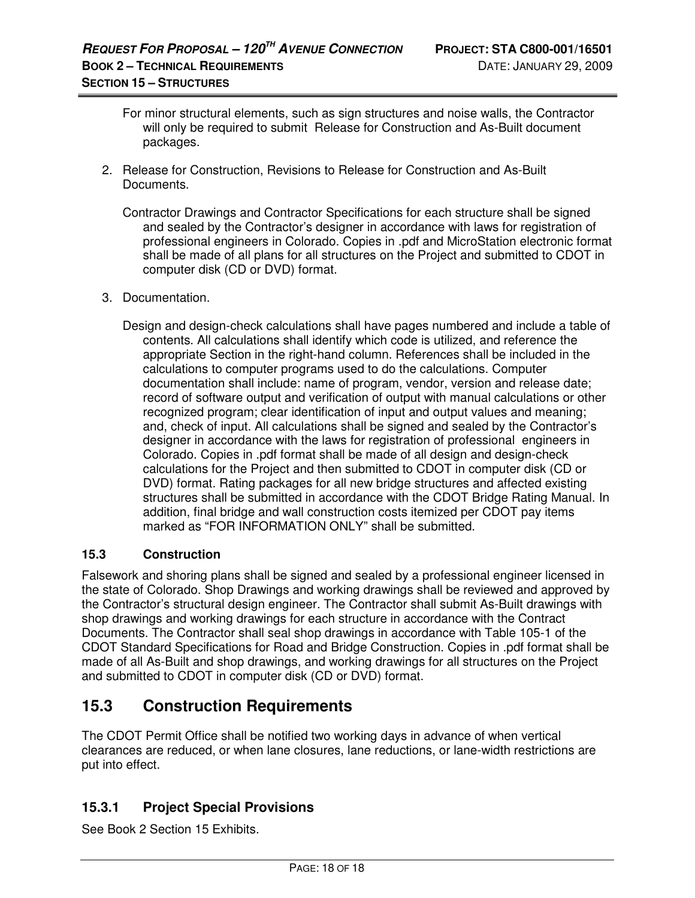For minor structural elements, such as sign structures and noise walls, the Contractor will only be required to submit Release for Construction and As-Built document packages.

2. Release for Construction, Revisions to Release for Construction and As-Built Documents.

   Contractor Drawings and Contractor Specifications for each structure shall be signed and sealed by the Contractor's designer in accordance with laws for registration of professional engineers in Colorado. Copies in .pdf and MicroStation electronic format shall be made of all plans for all structures on the Project and submitted to CDOT in computer disk (CD or DVD) format.

3. Documentation.

   Design and design-check calculations shall have pages numbered and include a table of contents. All calculations shall identify which code is utilized, and reference the appropriate Section in the right-hand column. References shall be included in the calculations to computer programs used to do the calculations. Computer documentation shall include: name of program, vendor, version and release date; record of software output and verification of output with manual calculations or other recognized program; clear identification of input and output values and meaning; and, check of input. All calculations shall be signed and sealed by the Contractor's designer in accordance with the laws for registration of professional engineers in Colorado. Copies in .pdf format shall be made of all design and design-check calculations for the Project and then submitted to CDOT in computer disk (CD or DVD) format. Rating packages for all new bridge structures and affected existing structures shall be submitted in accordance with the CDOT Bridge Rating Manual. In addition, final bridge and wall construction costs itemized per CDOT pay items marked as "FOR INFORMATION ONLY" shall be submitted.

### 15.3 Construction

Falsework and shoring plans shall be signed and sealed by a professional engineer licensed in the state of Colorado. Shop Drawings and working drawings shall be reviewed and approved by the Contractor's structural design engineer. The Contractor shall submit As-Built drawings with shop drawings and working drawings for each structure in accordance with the Contract Documents. The Contractor shall seal shop drawings in accordance with Table 105-1 of the CDOT Standard Specifications for Road and Bridge Construction. Copies in .pdf format shall be made of all As-Built and shop drawings, and working drawings for all structures on the Project and submitted to CDOT in computer disk (CD or DVD) format.

## 15.3 Construction Requirements

The CDOT Permit Office shall be notified two working days in advance of when vertical clearances are reduced, or when lane closures, lane reductions, or lane-width restrictions are put into effect.

### 15.3.1 Project Special Provisions

See Book 2 Section 15 Exhibits.